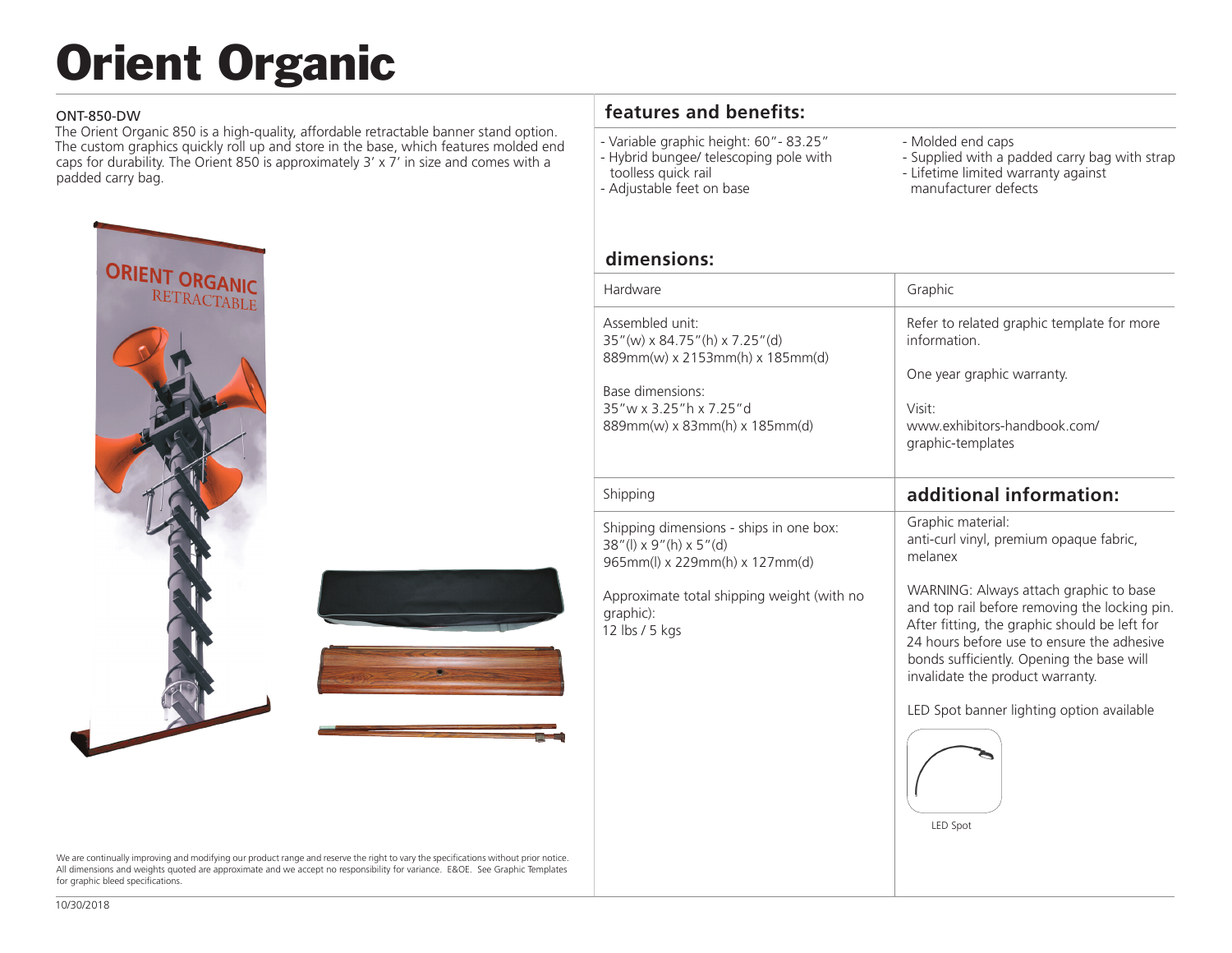# Orient Organic

ONT-850-DW

The Orient Organic 850 is a high-quality, affordable retractable banner stand option. The custom graphics quickly roll up and store in the base, which features molded end caps for durability. The Orient 850 is approximately 3' x 7' in size and comes with a padded carry bag.

## features and benefits:

- Variable graphic height: 60"- 83.25"
- Hybrid bungee/ telescoping pole with toolless quick rail
- Adjustable feet on base
- Molded end caps
- Supplied with a padded carry bag with strap
- Lifetime limited warranty against manufacturer defects

## dimensions:

| Hardware | Graphic |
|---|---|
| Assembled unit:<br>35"(w) x 84.75"(h) x 7.25"(d)<br>889mm(w) x 2153mm(h) x 185mm(d)<br><br>Base dimensions:<br>35"w x 3.25"h x 7.25"d<br>889mm(w) x 83mm(h) x 185mm(d) | Refer to related graphic template for more information.<br><br>One year graphic warranty.<br><br>Visit:<br>www.exhibitors-handbook.com/graphic-templates |

| Shipping |
|---|
| Shipping dimensions - ships in one box:<br>38"(l) x 9"(h) x 5"(d)<br>965mm(l) x 229mm(h) x 127mm(d)<br><br>Approximate total shipping weight (with no graphic):<br>12 lbs / 5 kgs |

## additional information:

Graphic material:
anti-curl vinyl, premium opaque fabric, melanex

WARNING: Always attach graphic to base and top rail before removing the locking pin. After fitting, the graphic should be left for 24 hours before use to ensure the adhesive bonds sufficiently. Opening the base will invalidate the product warranty.

LED Spot banner lighting option available

LED Spot

We are continually improving and modifying our product range and reserve the right to vary the specifications without prior notice. All dimensions and weights quoted are approximate and we accept no responsibility for variance. E&OE. See Graphic Templates for graphic bleed specifications.

10/30/2018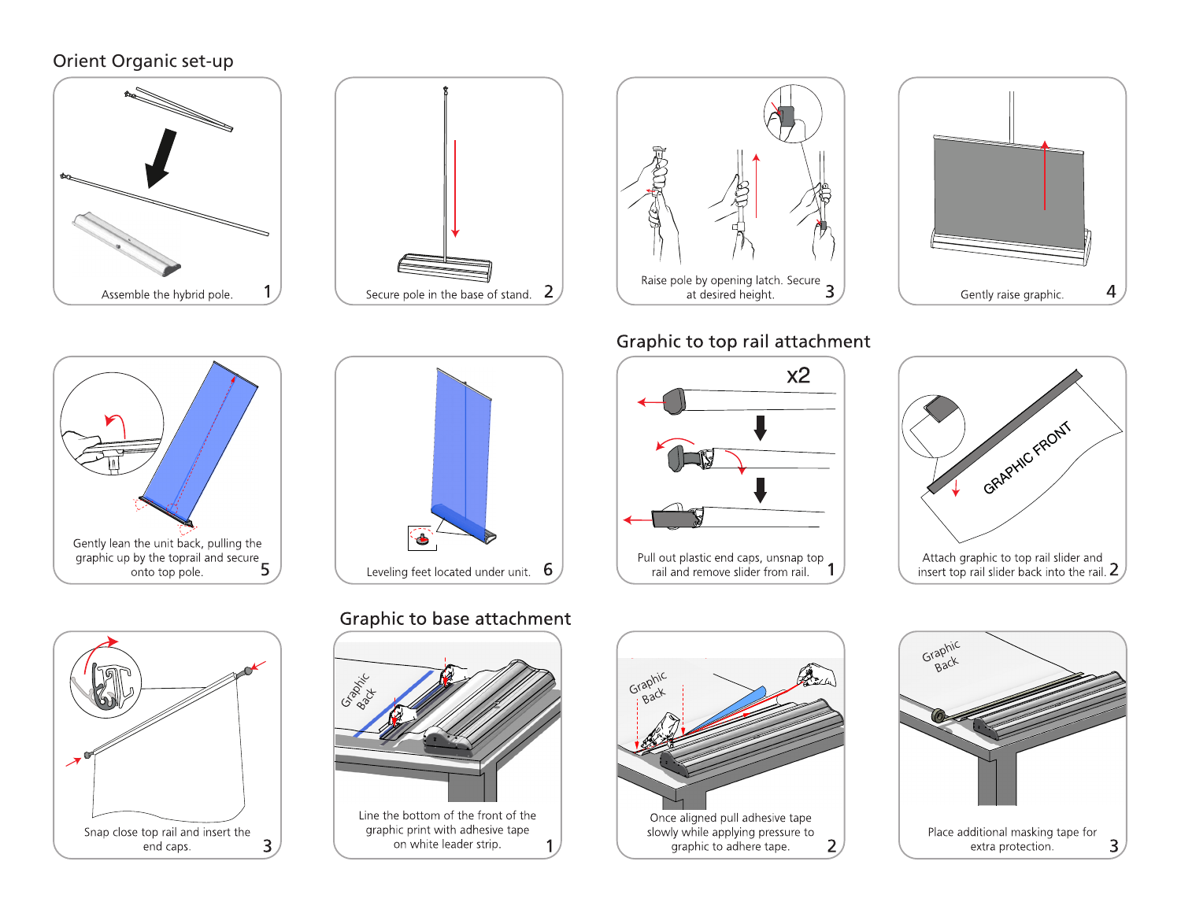## Orient Organic set-up

1. Assemble the hybrid pole.
2. Secure pole in the base of stand.
3. Raise pole by opening latch. Secure at desired height.
4. Gently raise graphic.
5. Gently lean the unit back, pulling the graphic up by the toprail and secure onto top pole.
6. Leveling feet located under unit.

## Graphic to top rail attachment

x2

1. Pull out plastic end caps, unsnap top rail and remove slider from rail.
2. Attach graphic to top rail slider and insert top rail slider back into the rail.

GRAPHIC FRONT

3. Snap close top rail and insert the end caps.

## Graphic to base attachment

Graphic Back

1. Line the bottom of the front of the graphic print with adhesive tape on white leader strip.
2. Once aligned pull adhesive tape slowly while applying pressure to graphic to adhere tape.
3. Place additional masking tape for extra protection.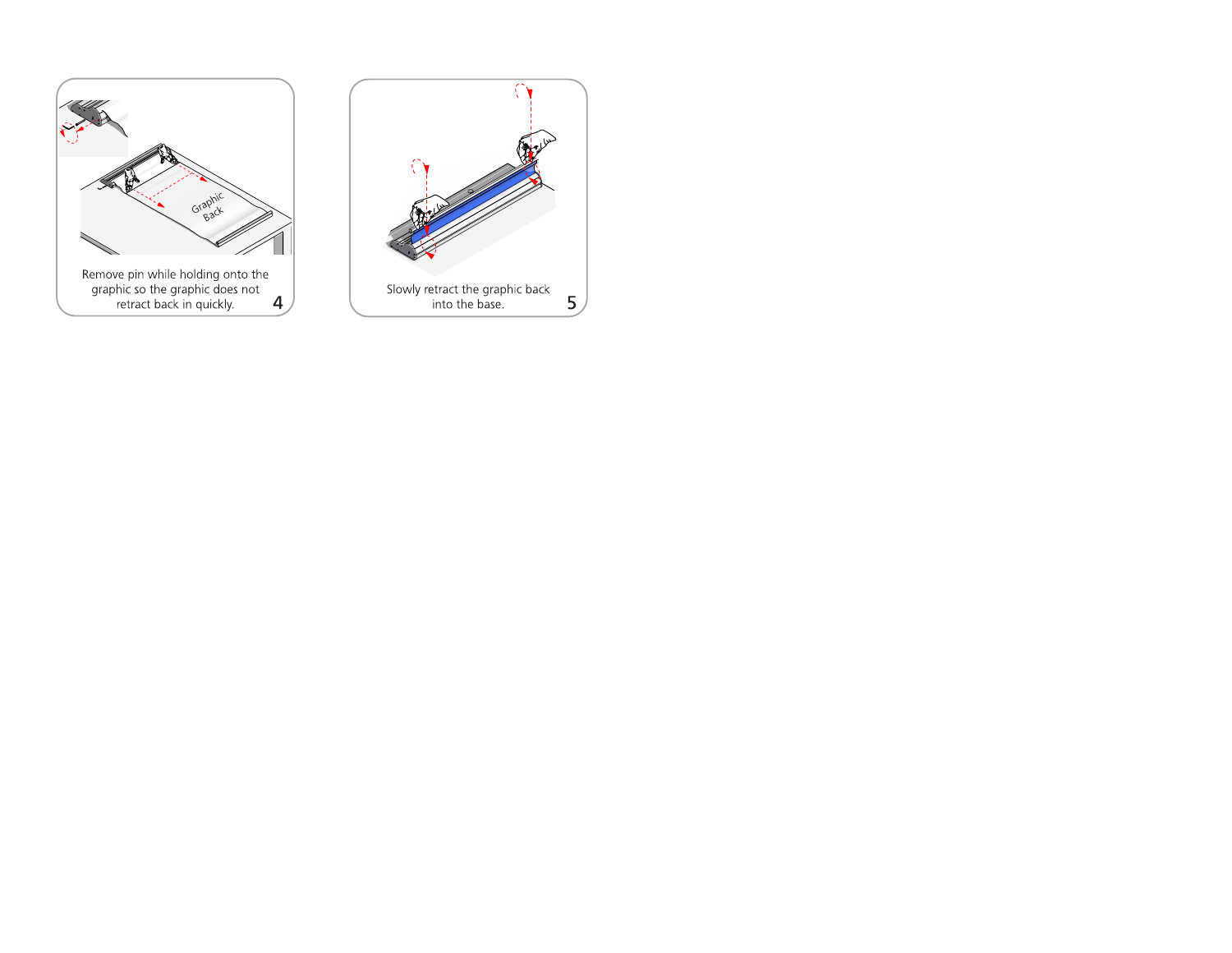Graphic Back

Remove pin while holding onto the graphic so the graphic does not retract back in quickly.

4

Slowly retract the graphic back into the base.

5